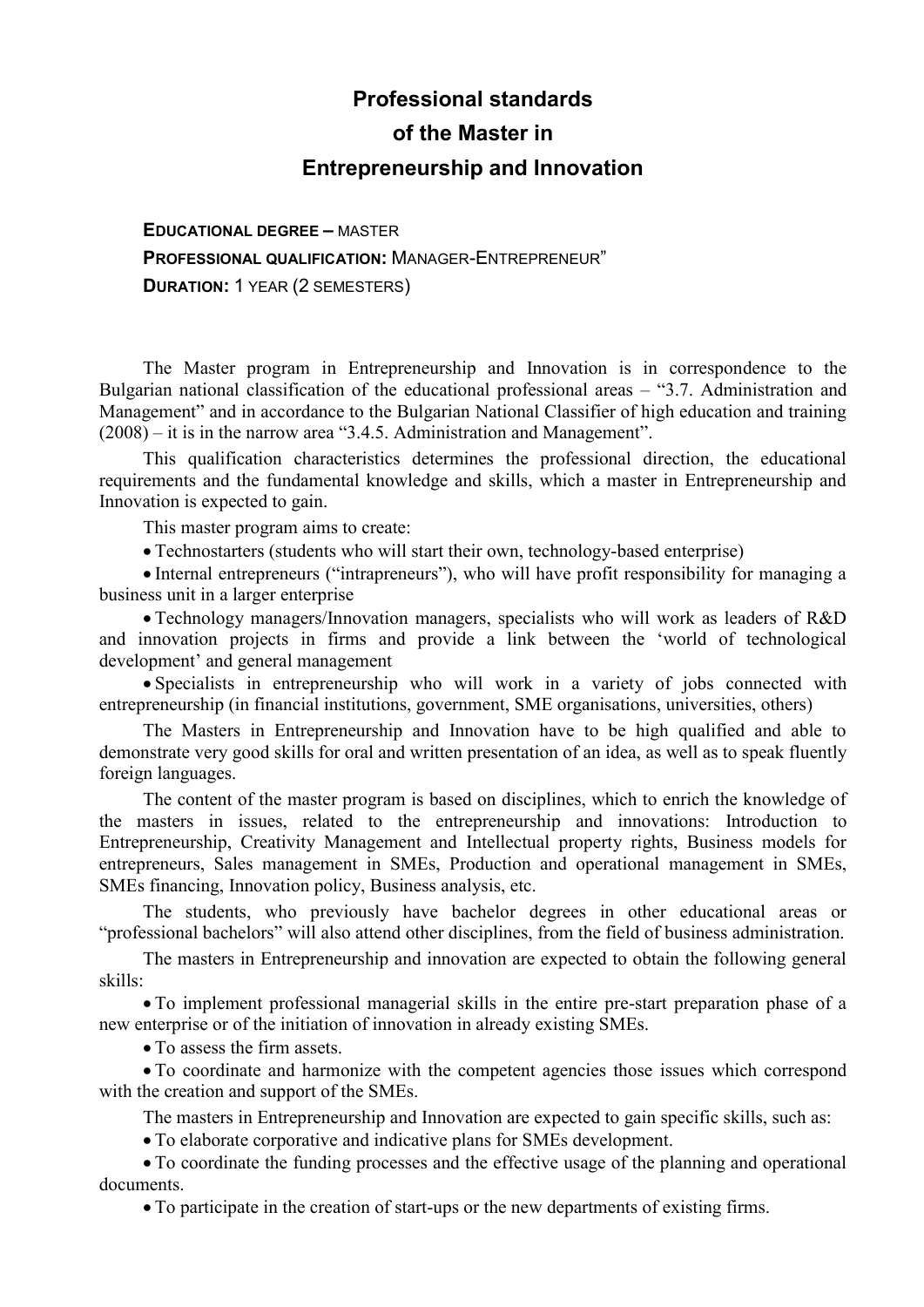# Professional standards of the Master in Entrepreneurship and Innovation

**EDUCATIONAL DEGREE –** MASTER

**PROFESSIONAL QUALIFICATION:** MANAGER-ENTREPRENEUR"

**DURATION:** 1 YEAR (2 SEMESTERS)

The Master program in Entrepreneurship and Innovation is in correspondence to the Bulgarian national classification of the educational professional areas – "3.7. Administration and Management" and in accordance to the Bulgarian National Classifier of high education and training (2008) – it is in the narrow area "3.4.5. Administration and Management".

This qualification characteristics determines the professional direction, the educational requirements and the fundamental knowledge and skills, which a master in Entrepreneurship and Innovation is expected to gain.

This master program aims to create:

- Technostarters (students who will start their own, technology-based enterprise)
- Internal entrepreneurs ("intrapreneurs"), who will have profit responsibility for managing a business unit in a larger enterprise
- Technology managers/Innovation managers, specialists who will work as leaders of R&D and innovation projects in firms and provide a link between the 'world of technological development' and general management
- Specialists in entrepreneurship who will work in a variety of jobs connected with entrepreneurship (in financial institutions, government, SME organisations, universities, others)

The Masters in Entrepreneurship and Innovation have to be high qualified and able to demonstrate very good skills for oral and written presentation of an idea, as well as to speak fluently foreign languages.

The content of the master program is based on disciplines, which to enrich the knowledge of the masters in issues, related to the entrepreneurship and innovations: Introduction to Entrepreneurship, Creativity Management and Intellectual property rights, Business models for entrepreneurs, Sales management in SMEs, Production and operational management in SMEs, SMEs financing, Innovation policy, Business analysis, etc.

The students, who previously have bachelor degrees in other educational areas or "professional bachelors" will also attend other disciplines, from the field of business administration.

The masters in Entrepreneurship and innovation are expected to obtain the following general skills:

- To implement professional managerial skills in the entire pre-start preparation phase of a new enterprise or of the initiation of innovation in already existing SMEs.
- To assess the firm assets.
- To coordinate and harmonize with the competent agencies those issues which correspond with the creation and support of the SMEs.

The masters in Entrepreneurship and Innovation are expected to gain specific skills, such as:

- To elaborate corporative and indicative plans for SMEs development.
- To coordinate the funding processes and the effective usage of the planning and operational documents.
- To participate in the creation of start-ups or the new departments of existing firms.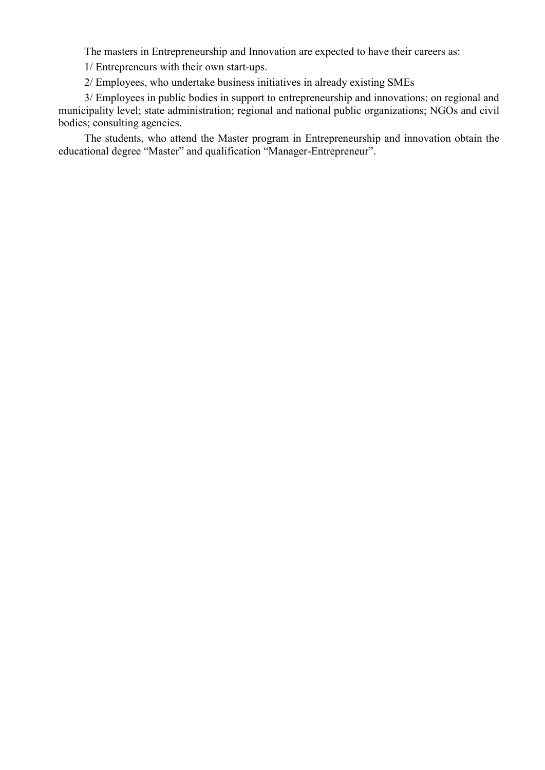The masters in Entrepreneurship and Innovation are expected to have their careers as:

1/ Entrepreneurs with their own start-ups.

2/ Employees, who undertake business initiatives in already existing SMEs

3/ Employees in public bodies in support to entrepreneurship and innovations: on regional and municipality level; state administration; regional and national public organizations; NGOs and civil bodies; consulting agencies.

The students, who attend the Master program in Entrepreneurship and innovation obtain the educational degree "Master" and qualification "Manager-Entrepreneur".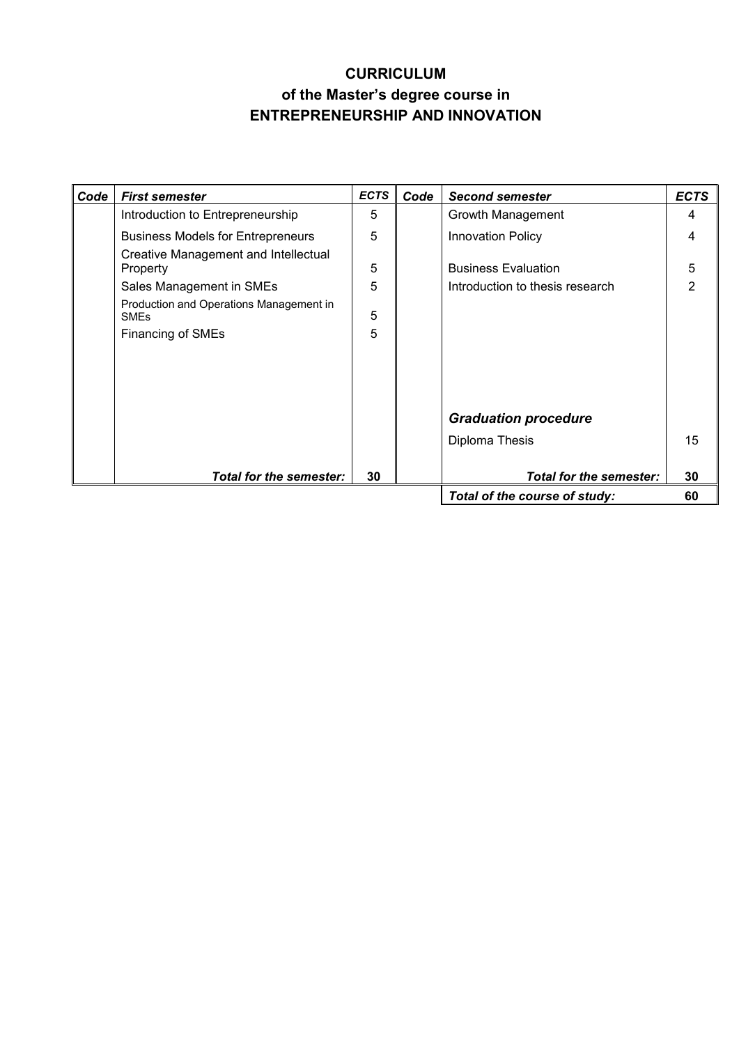# CURRICULUM
## of the Master's degree course in
## ENTREPRENEURSHIP AND INNOVATION

| Code | *First semester* | *ECTS* | Code | *Second semester* | *ECTS* |
|---|---|---|---|---|---|
| | Introduction to Entrepreneurship | 5 | | Growth Management | 4 |
| | Business Models for Entrepreneurs | 5 | | Innovation Policy | 4 |
| | Creative Management and Intellectual Property | 5 | | Business Evaluation | 5 |
| | Sales Management in SMEs | 5 | | Introduction to thesis research | 2 |
| | Production and Operations Management in SMEs | 5 | | | |
| | Financing of SMEs | 5 | | | |
| | | | | ***Graduation procedure*** | |
| | | | | Diploma Thesis | 15 |
| | ***Total for the semester:*** | **30** | | ***Total for the semester:*** | **30** |
| | | | | ***Total of the course of study:*** | **60** |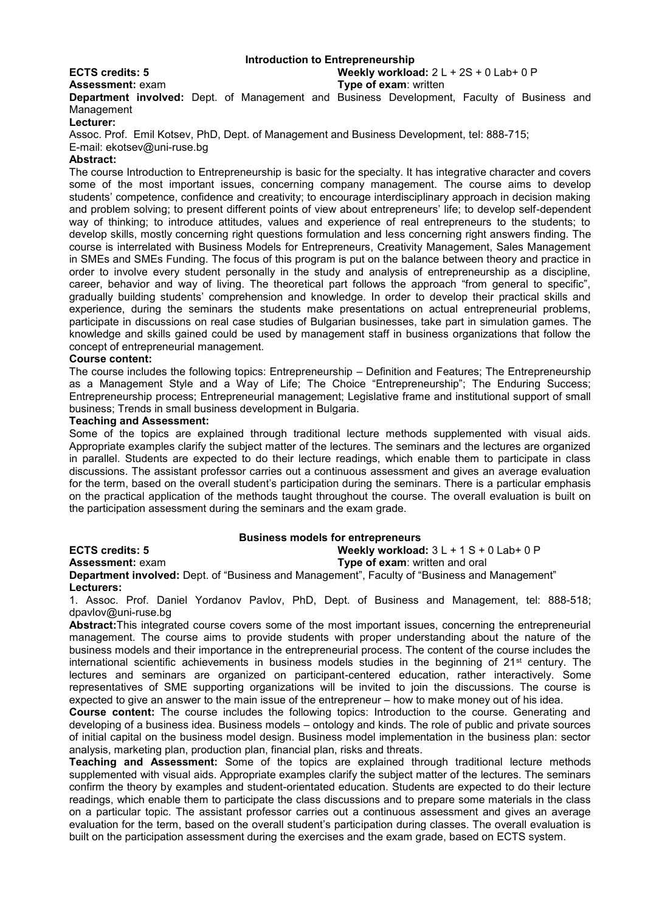## Introduction to Entrepreneurship

**ECTS credits: 5** **Weekly workload:** 2 L + 2S + 0 Lab+ 0 P

**Assessment:** exam **Type of exam**: written

**Department involved:** Dept. of Management and Business Development, Faculty of Business and Management

**Lecturer:**

Assoc. Prof. Emil Kotsev, PhD, Dept. of Management and Business Development, tel: 888-715; E-mail: ekotsev@uni-ruse.bg

**Abstract:**

The course Introduction to Entrepreneurship is basic for the specialty. It has integrative character and covers some of the most important issues, concerning company management. The course aims to develop students' competence, confidence and creativity; to encourage interdisciplinary approach in decision making and problem solving; to present different points of view about entrepreneurs' life; to develop self-dependent way of thinking; to introduce attitudes, values and experience of real entrepreneurs to the students; to develop skills, mostly concerning right questions formulation and less concerning right answers finding. The course is interrelated with Business Models for Entrepreneurs, Creativity Management, Sales Management in SMEs and SMEs Funding. The focus of this program is put on the balance between theory and practice in order to involve every student personally in the study and analysis of entrepreneurship as a discipline, career, behavior and way of living. The theoretical part follows the approach "from general to specific", gradually building students' comprehension and knowledge. In order to develop their practical skills and experience, during the seminars the students make presentations on actual entrepreneurial problems, participate in discussions on real case studies of Bulgarian businesses, take part in simulation games. The knowledge and skills gained could be used by management staff in business organizations that follow the concept of entrepreneurial management.

**Course content:**

The course includes the following topics: Entrepreneurship – Definition and Features; The Entrepreneurship as a Management Style and a Way of Life; The Choice "Entrepreneurship"; The Enduring Success; Entrepreneurship process; Entrepreneurial management; Legislative frame and institutional support of small business; Trends in small business development in Bulgaria.

**Teaching and Assessment:**

Some of the topics are explained through traditional lecture methods supplemented with visual aids. Appropriate examples clarify the subject matter of the lectures. The seminars and the lectures are organized in parallel. Students are expected to do their lecture readings, which enable them to participate in class discussions. The assistant professor carries out a continuous assessment and gives an average evaluation for the term, based on the overall student's participation during the seminars. There is a particular emphasis on the practical application of the methods taught throughout the course. The overall evaluation is built on the participation assessment during the seminars and the exam grade.

## Business models for entrepreneurs

**ECTS credits: 5** **Weekly workload:** 3 L + 1 S + 0 Lab+ 0 P

**Assessment:** exam **Type of exam**: written and oral

**Department involved:** Dept. of "Business and Management", Faculty of "Business and Management"

**Lecturers:**

1. Assoc. Prof. Daniel Yordanov Pavlov, PhD, Dept. of Business and Management, tel: 888-518; dpavlov@uni-ruse.bg

**Abstract:** This integrated course covers some of the most important issues, concerning the entrepreneurial management. The course aims to provide students with proper understanding about the nature of the business models and their importance in the entrepreneurial process. The content of the course includes the international scientific achievements in business models studies in the beginning of 21st century. The lectures and seminars are organized on participant-centered education, rather interactively. Some representatives of SME supporting organizations will be invited to join the discussions. The course is expected to give an answer to the main issue of the entrepreneur – how to make money out of his idea.

**Course content:** The course includes the following topics: Introduction to the course. Generating and developing of a business idea. Business models – ontology and kinds. The role of public and private sources of initial capital on the business model design. Business model implementation in the business plan: sector analysis, marketing plan, production plan, financial plan, risks and threats.

**Teaching and Assessment:** Some of the topics are explained through traditional lecture methods supplemented with visual aids. Appropriate examples clarify the subject matter of the lectures. The seminars confirm the theory by examples and student-orientated education. Students are expected to do their lecture readings, which enable them to participate the class discussions and to prepare some materials in the class on a particular topic. The assistant professor carries out a continuous assessment and gives an average evaluation for the term, based on the overall student's participation during classes. The overall evaluation is built on the participation assessment during the exercises and the exam grade, based on ECTS system.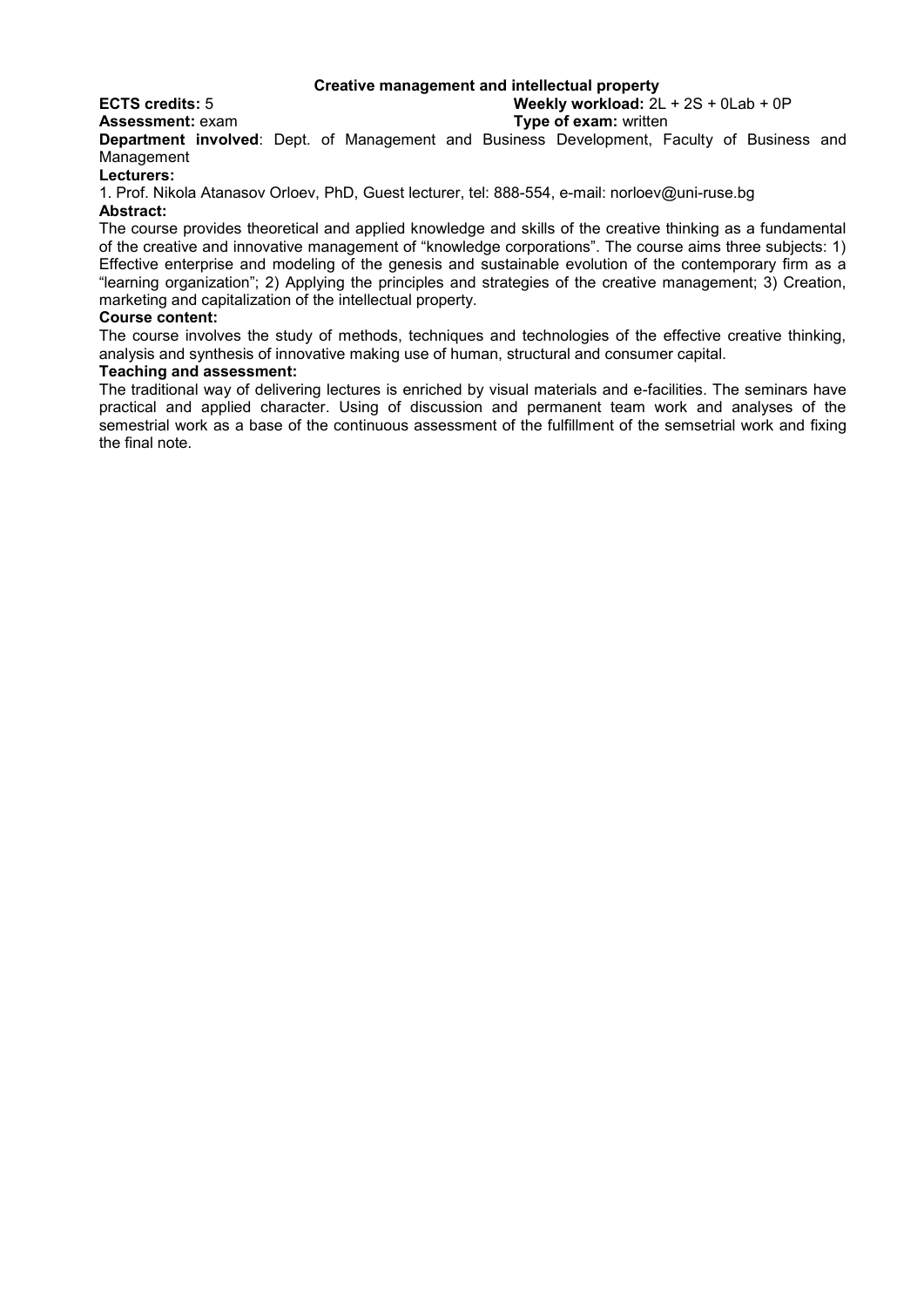## Creative management and intellectual property

**ECTS credits:** 5 **Weekly workload:** 2L + 2S + 0Lab + 0P

**Assessment:** exam **Type of exam:** written

**Department involved**: Dept. of Management and Business Development, Faculty of Business and Management

**Lecturers:**

1. Prof. Nikola Atanasov Orloev, PhD, Guest lecturer, tel: 888-554, e-mail: norloev@uni-ruse.bg

**Abstract:**

The course provides theoretical and applied knowledge and skills of the creative thinking as a fundamental of the creative and innovative management of "knowledge corporations". The course aims three subjects: 1) Effective enterprise and modeling of the genesis and sustainable evolution of the contemporary firm as a "learning organization"; 2) Applying the principles and strategies of the creative management; 3) Creation, marketing and capitalization of the intellectual property.

**Course content:**

The course involves the study of methods, techniques and technologies of the effective creative thinking, analysis and synthesis of innovative making use of human, structural and consumer capital.

**Teaching and assessment:**

The traditional way of delivering lectures is enriched by visual materials and e-facilities. The seminars have practical and applied character. Using of discussion and permanent team work and analyses of the semestrial work as a base of the continuous assessment of the fulfillment of the semsetrial work and fixing the final note.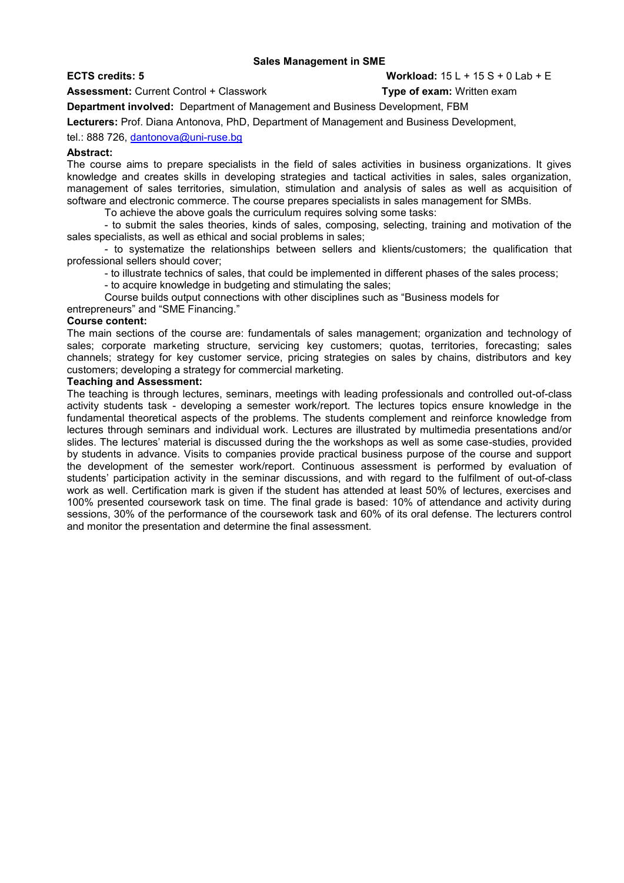## Sales Management in SME

**ECTS credits: 5** **Workload:** 15 L + 15 S + 0 Lab + E

**Assessment:** Current Control + Classwork **Type of exam:** Written exam

**Department involved:** Department of Management and Business Development, FBM

**Lecturers:** Prof. Diana Antonova, PhD, Department of Management and Business Development,

tel.: 888 726, dantonova@uni-ruse.bg

**Abstract:**

The course aims to prepare specialists in the field of sales activities in business organizations. It gives knowledge and creates skills in developing strategies and tactical activities in sales, sales organization, management of sales territories, simulation, stimulation and analysis of sales as well as acquisition of software and electronic commerce. The course prepares specialists in sales management for SMBs.

To achieve the above goals the curriculum requires solving some tasks:

- to submit the sales theories, kinds of sales, composing, selecting, training and motivation of the sales specialists, as well as ethical and social problems in sales;
- to systematize the relationships between sellers and klients/customers; the qualification that professional sellers should cover;
- to illustrate technics of sales, that could be implemented in different phases of the sales process;
- to acquire knowledge in budgeting and stimulating the sales;

Course builds output connections with other disciplines such as "Business models for entrepreneurs" and "SME Financing."

**Course content:**

The main sections of the course are: fundamentals of sales management; organization and technology of sales; corporate marketing structure, servicing key customers; quotas, territories, forecasting; sales channels; strategy for key customer service, pricing strategies on sales by chains, distributors and key customers; developing a strategy for commercial marketing.

**Teaching and Assessment:**

The teaching is through lectures, seminars, meetings with leading professionals and controlled out-of-class activity students task - developing a semester work/report. The lectures topics ensure knowledge in the fundamental theoretical aspects of the problems. The students complement and reinforce knowledge from lectures through seminars and individual work. Lectures are illustrated by multimedia presentations and/or slides. The lectures' material is discussed during the the workshops as well as some case-studies, provided by students in advance. Visits to companies provide practical business purpose of the course and support the development of the semester work/report. Continuous assessment is performed by evaluation of students' participation activity in the seminar discussions, and with regard to the fulfilment of out-of-class work as well. Certification mark is given if the student has attended at least 50% of lectures, exercises and 100% presented coursework task on time. The final grade is based: 10% of attendance and activity during sessions, 30% of the performance of the coursework task and 60% of its oral defense. The lecturers control and monitor the presentation and determine the final assessment.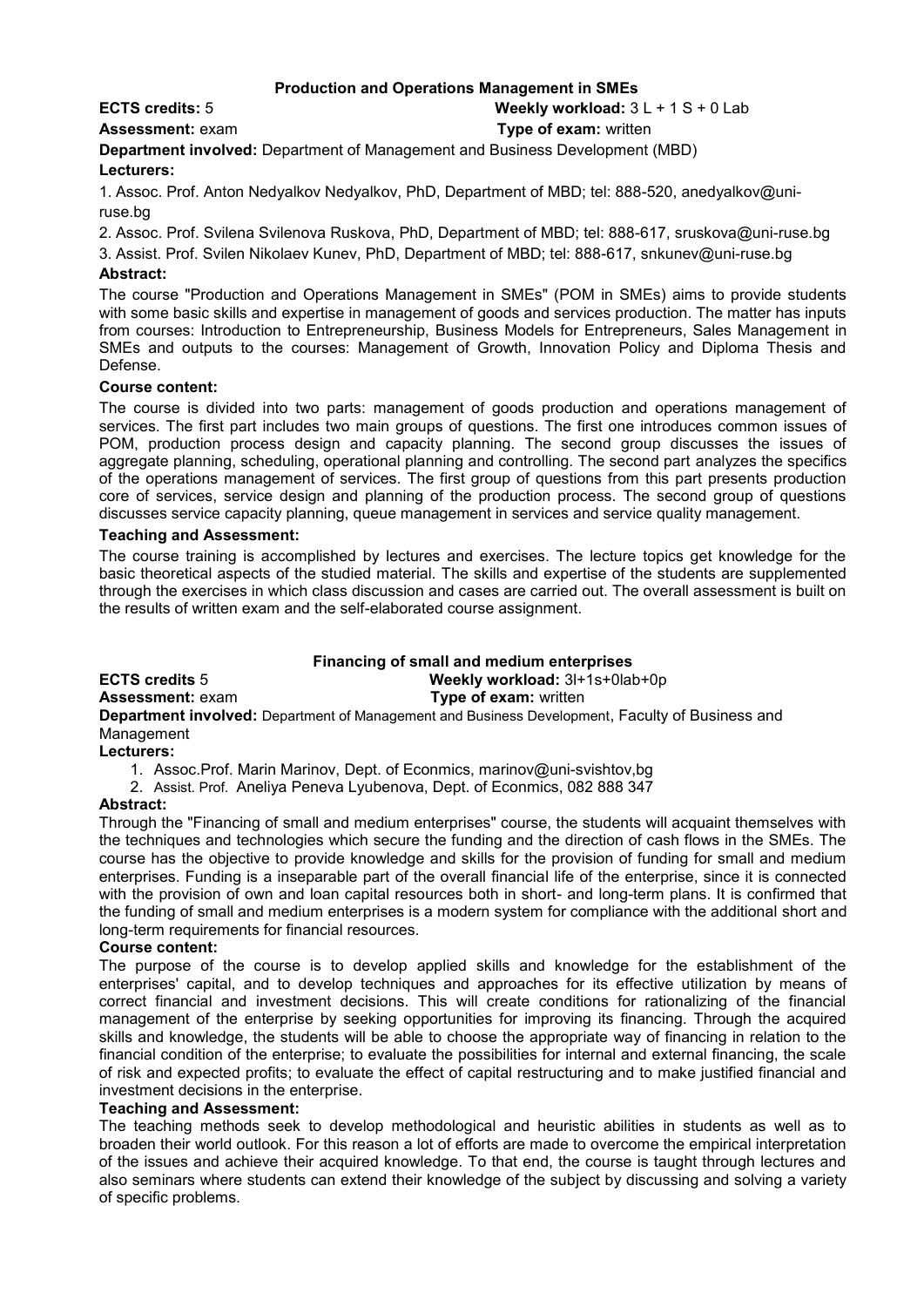### Production and Operations Management in SMEs

**ECTS credits:** 5 **Weekly workload:** 3 L + 1 S + 0 Lab

**Assessment:** exam **Type of exam:** written

**Department involved:** Department of Management and Business Development (MBD)

**Lecturers:**

1. Assoc. Prof. Anton Nedyalkov Nedyalkov, PhD, Department of MBD; tel: 888-520, anedyalkov@uni-ruse.bg
2. Assoc. Prof. Svilena Svilenova Ruskova, PhD, Department of MBD; tel: 888-617, sruskova@uni-ruse.bg
3. Assist. Prof. Svilen Nikolaev Kunev, PhD, Department of MBD; tel: 888-617, snkunev@uni-ruse.bg

**Abstract:**

The course "Production and Operations Management in SMEs" (POM in SMEs) aims to provide students with some basic skills and expertise in management of goods and services production. The matter has inputs from courses: Introduction to Entrepreneurship, Business Models for Entrepreneurs, Sales Management in SMEs and outputs to the courses: Management of Growth, Innovation Policy and Diploma Thesis and Defense.

**Course content:**

The course is divided into two parts: management of goods production and operations management of services. The first part includes two main groups of questions. The first one introduces common issues of POM, production process design and capacity planning. The second group discusses the issues of aggregate planning, scheduling, operational planning and controlling. The second part analyzes the specifics of the operations management of services. The first group of questions from this part presents production core of services, service design and planning of the production process. The second group of questions discusses service capacity planning, queue management in services and service quality management.

**Teaching and Assessment:**

The course training is accomplished by lectures and exercises. The lecture topics get knowledge for the basic theoretical aspects of the studied material. The skills and expertise of the students are supplemented through the exercises in which class discussion and cases are carried out. The overall assessment is built on the results of written exam and the self-elaborated course assignment.

### Financing of small and medium enterprises

**ECTS credits** 5 **Weekly workload:** 3l+1s+0lab+0p

**Assessment:** exam **Type of exam:** written

**Department involved:** Department of Management and Business Development, Faculty of Business and Management

**Lecturers:**

1. Assoc.Prof. Marin Marinov, Dept. of Econmics, marinov@uni-svishtov,bg
2. Assist. Prof. Aneliya Peneva Lyubenova, Dept. of Econmics, 082 888 347

**Abstract:**

Through the "Financing of small and medium enterprises" course, the students will acquaint themselves with the techniques and technologies which secure the funding and the direction of cash flows in the SMEs. The course has the objective to provide knowledge and skills for the provision of funding for small and medium enterprises. Funding is a inseparable part of the overall financial life of the enterprise, since it is connected with the provision of own and loan capital resources both in short- and long-term plans. It is confirmed that the funding of small and medium enterprises is a modern system for compliance with the additional short and long-term requirements for financial resources.

**Course content:**

The purpose of the course is to develop applied skills and knowledge for the establishment of the enterprises' capital, and to develop techniques and approaches for its effective utilization by means of correct financial and investment decisions. This will create conditions for rationalizing of the financial management of the enterprise by seeking opportunities for improving its financing. Through the acquired skills and knowledge, the students will be able to choose the appropriate way of financing in relation to the financial condition of the enterprise; to evaluate the possibilities for internal and external financing, the scale of risk and expected profits; to evaluate the effect of capital restructuring and to make justified financial and investment decisions in the enterprise.

**Teaching and Assessment:**

The teaching methods seek to develop methodological and heuristic abilities in students as well as to broaden their world outlook. For this reason a lot of efforts are made to overcome the empirical interpretation of the issues and achieve their acquired knowledge. To that end, the course is taught through lectures and also seminars where students can extend their knowledge of the subject by discussing and solving a variety of specific problems.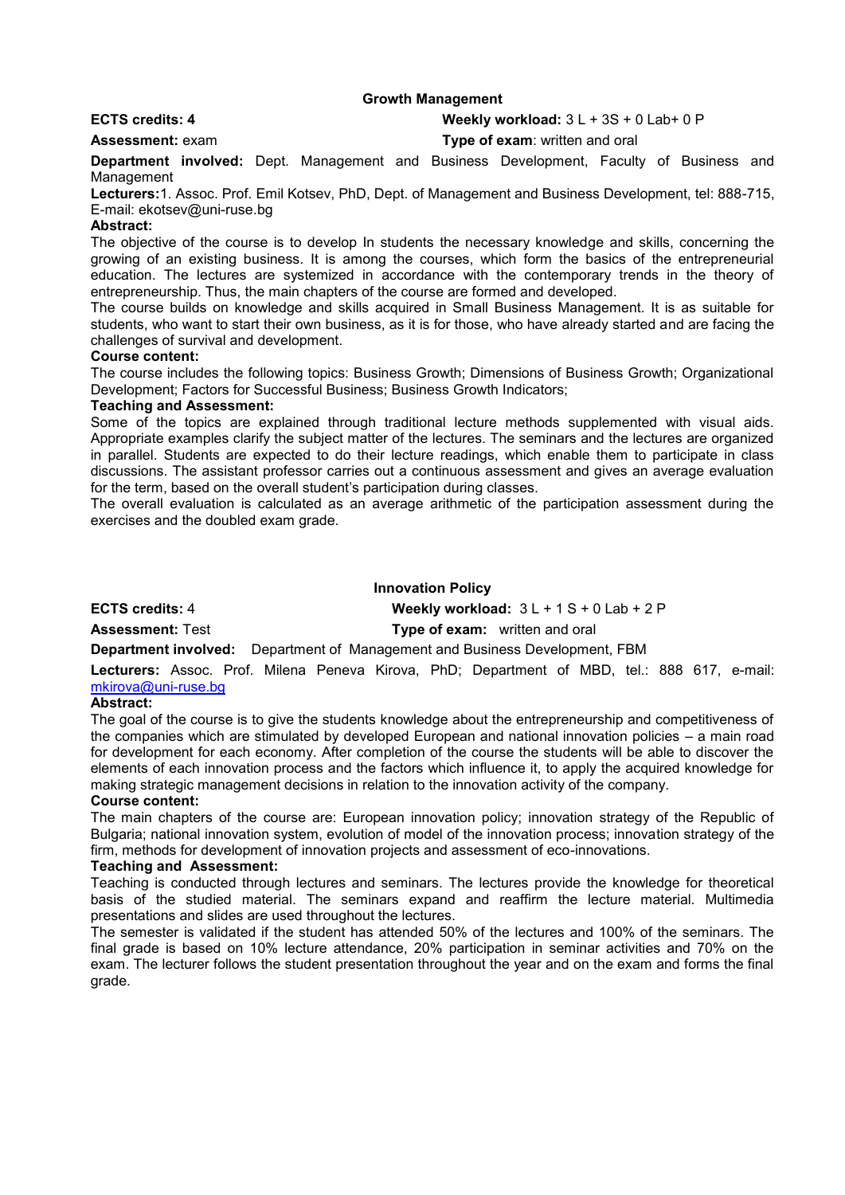## Growth Management

**ECTS credits: 4** **Weekly workload:** 3 L + 3S + 0 Lab+ 0 P

**Assessment:** exam **Type of exam**: written and oral

**Department involved:** Dept. Management and Business Development, Faculty of Business and Management

**Lecturers:**1. Assoc. Prof. Emil Kotsev, PhD, Dept. of Management and Business Development, tel: 888-715, E-mail: ekotsev@uni-ruse.bg

**Abstract:**

The objective of the course is to develop In students the necessary knowledge and skills, concerning the growing of an existing business. It is among the courses, which form the basics of the entrepreneurial education. The lectures are systemized in accordance with the contemporary trends in the theory of entrepreneurship. Thus, the main chapters of the course are formed and developed.

The course builds on knowledge and skills acquired in Small Business Management. It is as suitable for students, who want to start their own business, as it is for those, who have already started and are facing the challenges of survival and development.

**Course content:**

The course includes the following topics: Business Growth; Dimensions of Business Growth; Organizational Development; Factors for Successful Business; Business Growth Indicators;

**Teaching and Assessment:**

Some of the topics are explained through traditional lecture methods supplemented with visual aids. Appropriate examples clarify the subject matter of the lectures. The seminars and the lectures are organized in parallel. Students are expected to do their lecture readings, which enable them to participate in class discussions. The assistant professor carries out a continuous assessment and gives an average evaluation for the term, based on the overall student's participation during classes.

The overall evaluation is calculated as an average arithmetic of the participation assessment during the exercises and the doubled exam grade.

## Innovation Policy

**ECTS credits:** 4 **Weekly workload:** 3 L + 1 S + 0 Lab + 2 P

**Assessment:** Test **Type of exam:** written and oral

**Department involved:** Department of Management and Business Development, FBM

**Lecturers:** Assoc. Prof. Milena Peneva Kirova, PhD; Department of MBD, tel.: 888 617, e-mail: mkirova@uni-ruse.bg

**Abstract:**

The goal of the course is to give the students knowledge about the entrepreneurship and competitiveness of the companies which are stimulated by developed European and national innovation policies – a main road for development for each economy. After completion of the course the students will be able to discover the elements of each innovation process and the factors which influence it, to apply the acquired knowledge for making strategic management decisions in relation to the innovation activity of the company.

**Course content:**

The main chapters of the course are: European innovation policy; innovation strategy of the Republic of Bulgaria; national innovation system, evolution of model of the innovation process; innovation strategy of the firm, methods for development of innovation projects and assessment of eco-innovations.

**Teaching and Assessment:**

Teaching is conducted through lectures and seminars. The lectures provide the knowledge for theoretical basis of the studied material. The seminars expand and reaffirm the lecture material. Multimedia presentations and slides are used throughout the lectures.

The semester is validated if the student has attended 50% of the lectures and 100% of the seminars. The final grade is based on 10% lecture attendance, 20% participation in seminar activities and 70% on the exam. The lecturer follows the student presentation throughout the year and on the exam and forms the final grade.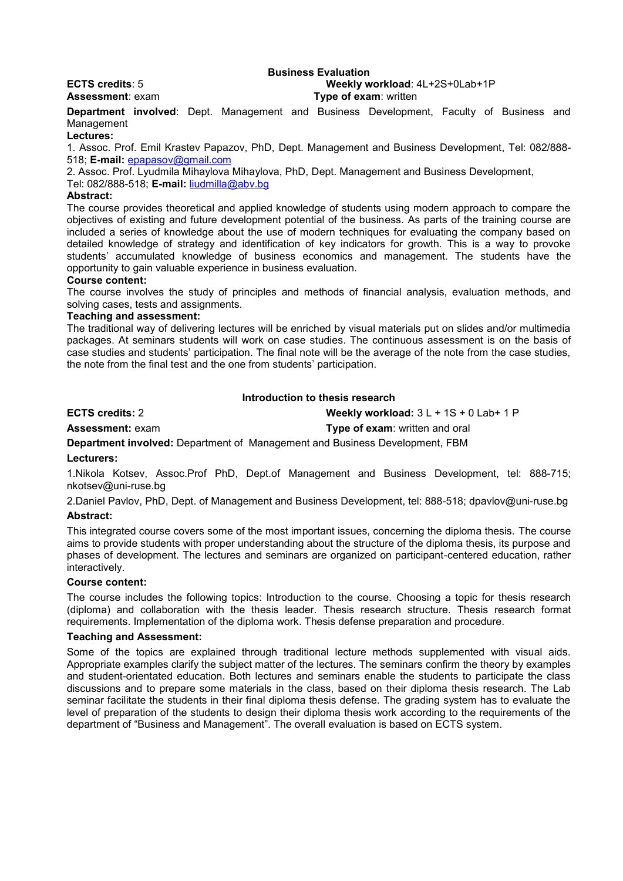## Business Evaluation

**ECTS credits**: 5 **Weekly workload**: 4L+2S+0Lab+1P

**Assessment**: exam **Type of exam**: written

**Department involved**: Dept. Management and Business Development, Faculty of Business and Management

**Lectures:**

1. Assoc. Prof. Emil Krastev Papazov, PhD, Dept. Management and Business Development, Tel: 082/888-518; **E-mail:** epapasov@gmail.com

2. Assoc. Prof. Lyudmila Mihaylova Mihaylova, PhD, Dept. Management and Business Development, Tel: 082/888-518; **E-mail:** liudmilla@abv.bg

**Abstract:**

The course provides theoretical and applied knowledge of students using modern approach to compare the objectives of existing and future development potential of the business. As parts of the training course are included a series of knowledge about the use of modern techniques for evaluating the company based on detailed knowledge of strategy and identification of key indicators for growth. This is a way to provoke students' accumulated knowledge of business economics and management. The students have the opportunity to gain valuable experience in business evaluation.

**Course content:**

The course involves the study of principles and methods of financial analysis, evaluation methods, and solving cases, tests and assignments.

**Teaching and assessment:**

The traditional way of delivering lectures will be enriched by visual materials put on slides and/or multimedia packages. At seminars students will work on case studies. The continuous assessment is on the basis of case studies and students' participation. The final note will be the average of the note from the case studies, the note from the final test and the one from students' participation.

## Introduction to thesis research

**ECTS credits:** 2 **Weekly workload:** 3 L + 1S + 0 Lab+ 1 P

**Assessment:** exam **Type of exam**: written and oral

**Department involved:** Department of Management and Business Development, FBM

**Lecturers:**

1.Nikola Kotsev, Assoc.Prof PhD, Dept.of Management and Business Development, tel: 888-715; nkotsev@uni-ruse.bg

2.Daniel Pavlov, PhD, Dept. of Management and Business Development, tel: 888-518; dpavlov@uni-ruse.bg

**Abstract:**

This integrated course covers some of the most important issues, concerning the diploma thesis. The course aims to provide students with proper understanding about the structure of the diploma thesis, its purpose and phases of development. The lectures and seminars are organized on participant-centered education, rather interactively.

**Course content:**

The course includes the following topics: Introduction to the course. Choosing a topic for thesis research (diploma) and collaboration with the thesis leader. Thesis research structure. Thesis research format requirements. Implementation of the diploma work. Thesis defense preparation and procedure.

**Teaching and Assessment:**

Some of the topics are explained through traditional lecture methods supplemented with visual aids. Appropriate examples clarify the subject matter of the lectures. The seminars confirm the theory by examples and student-orientated education. Both lectures and seminars enable the students to participate the class discussions and to prepare some materials in the class, based on their diploma thesis research. The Lab seminar facilitate the students in their final diploma thesis defense. The grading system has to evaluate the level of preparation of the students to design their diploma thesis work according to the requirements of the department of "Business and Management". The overall evaluation is based on ECTS system.